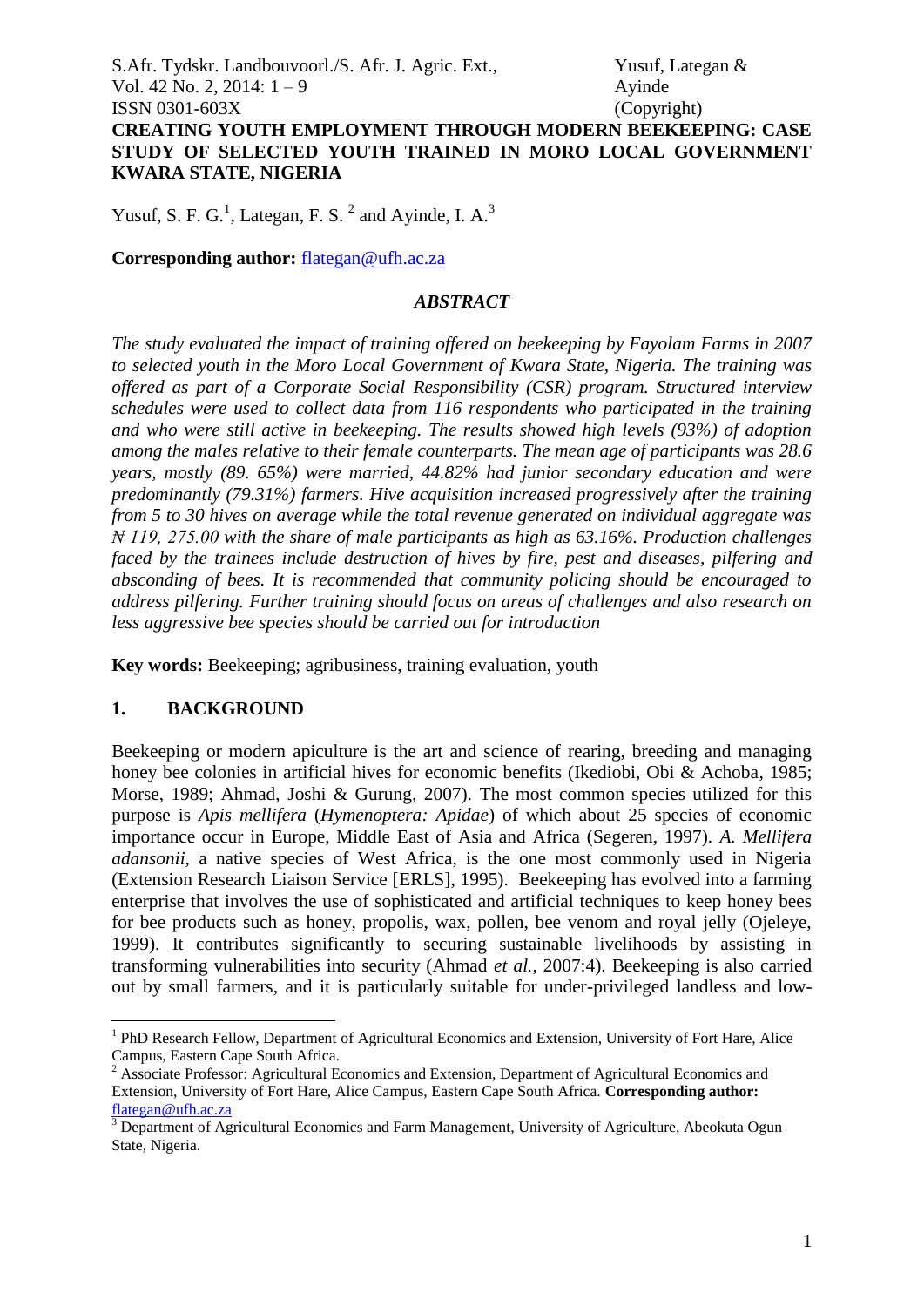# CREATING YOUTH EMPLOYMENT THROUGH MODERN BEEKEEPING: CASE STUDY OF SELECTED YOUTH TRAINED IN MORO LOCAL GOVERNMENT KWARA STATE, NIGERIA

Yusuf, S. F. G.[1], Lategan, F. S. [2] and Ayinde, I. A.[3]

**Corresponding author:** flategan@ufh.ac.za

### *ABSTRACT*

*The study evaluated the impact of training offered on beekeeping by Fayolam Farms in 2007 to selected youth in the Moro Local Government of Kwara State, Nigeria. The training was offered as part of a Corporate Social Responsibility (CSR) program. Structured interview schedules were used to collect data from 116 respondents who participated in the training and who were still active in beekeeping. The results showed high levels (93%) of adoption among the males relative to their female counterparts. The mean age of participants was 28.6 years, mostly (89. 65%) were married, 44.82% had junior secondary education and were predominantly (79.31%) farmers. Hive acquisition increased progressively after the training from 5 to 30 hives on average while the total revenue generated on individual aggregate was ₦ 119, 275.00 with the share of male participants as high as 63.16%. Production challenges faced by the trainees include destruction of hives by fire, pest and diseases, pilfering and absconding of bees. It is recommended that community policing should be encouraged to address pilfering. Further training should focus on areas of challenges and also research on less aggressive bee species should be carried out for introduction*

**Key words:** Beekeeping; agribusiness, training evaluation, youth

## 1. BACKGROUND

Beekeeping or modern apiculture is the art and science of rearing, breeding and managing honey bee colonies in artificial hives for economic benefits (Ikediobi, Obi & Achoba, 1985; Morse, 1989; Ahmad, Joshi & Gurung, 2007). The most common species utilized for this purpose is *Apis mellifera* (*Hymenoptera: Apidae*) of which about 25 species of economic importance occur in Europe, Middle East of Asia and Africa (Segeren, 1997). *A. Mellifera adansonii*, a native species of West Africa, is the one most commonly used in Nigeria (Extension Research Liaison Service [ERLS], 1995). Beekeeping has evolved into a farming enterprise that involves the use of sophisticated and artificial techniques to keep honey bees for bee products such as honey, propolis, wax, pollen, bee venom and royal jelly (Ojeleye, 1999). It contributes significantly to securing sustainable livelihoods by assisting in transforming vulnerabilities into security (Ahmad *et al.*, 2007:4). Beekeeping is also carried out by small farmers, and it is particularly suitable for under-privileged landless and low-

---

[1] PhD Research Fellow, Department of Agricultural Economics and Extension, University of Fort Hare, Alice Campus, Eastern Cape South Africa.

[2] Associate Professor: Agricultural Economics and Extension, Department of Agricultural Economics and Extension, University of Fort Hare, Alice Campus, Eastern Cape South Africa. **Corresponding author:** flategan@ufh.ac.za

[3] Department of Agricultural Economics and Farm Management, University of Agriculture, Abeokuta Ogun State, Nigeria.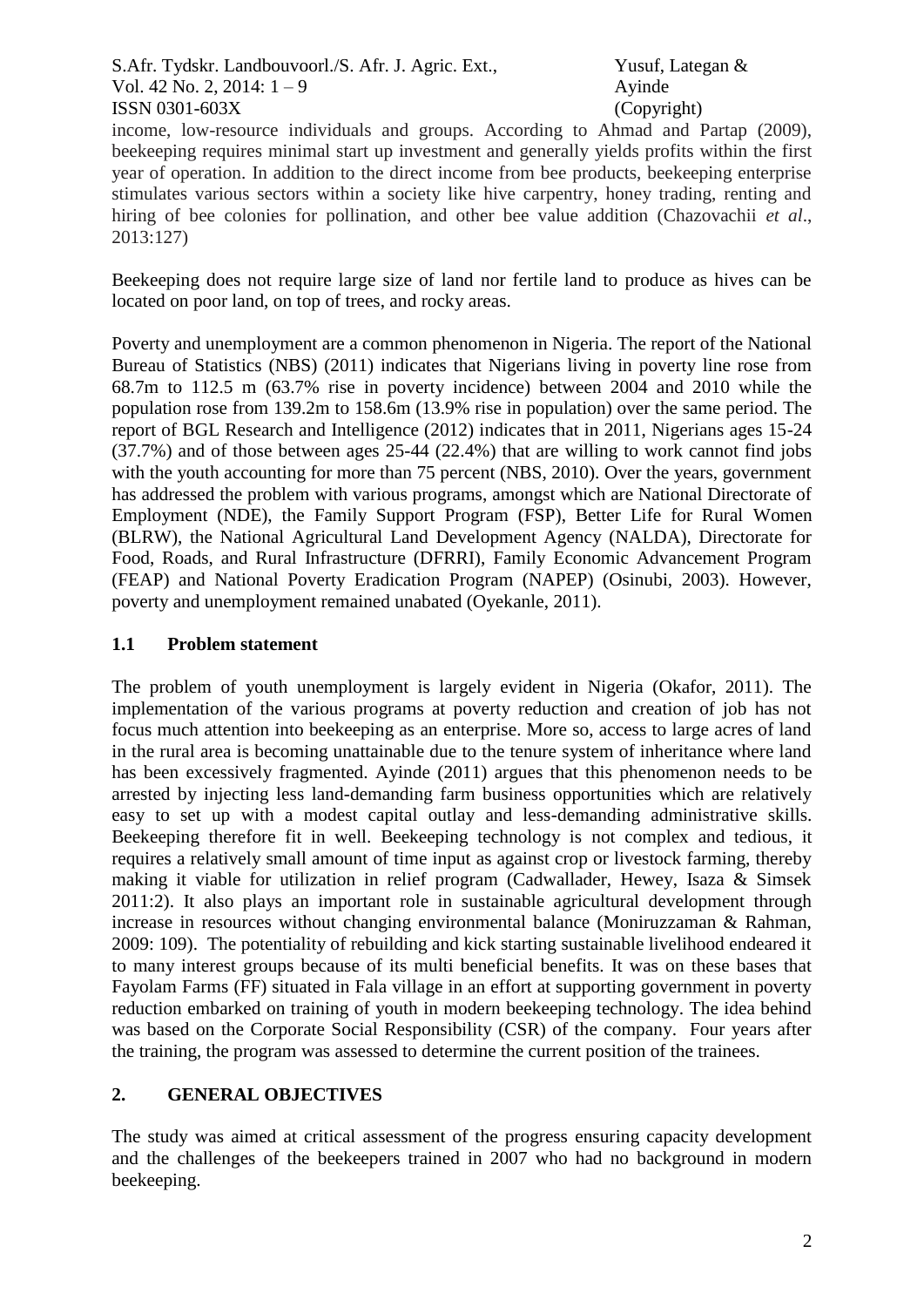income, low-resource individuals and groups. According to Ahmad and Partap (2009), beekeeping requires minimal start up investment and generally yields profits within the first year of operation. In addition to the direct income from bee products, beekeeping enterprise stimulates various sectors within a society like hive carpentry, honey trading, renting and hiring of bee colonies for pollination, and other bee value addition (Chazovachii *et al*., 2013:127)

Beekeeping does not require large size of land nor fertile land to produce as hives can be located on poor land, on top of trees, and rocky areas.

Poverty and unemployment are a common phenomenon in Nigeria. The report of the National Bureau of Statistics (NBS) (2011) indicates that Nigerians living in poverty line rose from 68.7m to 112.5 m (63.7% rise in poverty incidence) between 2004 and 2010 while the population rose from 139.2m to 158.6m (13.9% rise in population) over the same period. The report of BGL Research and Intelligence (2012) indicates that in 2011, Nigerians ages 15-24 (37.7%) and of those between ages 25-44 (22.4%) that are willing to work cannot find jobs with the youth accounting for more than 75 percent (NBS, 2010). Over the years, government has addressed the problem with various programs, amongst which are National Directorate of Employment (NDE), the Family Support Program (FSP), Better Life for Rural Women (BLRW), the National Agricultural Land Development Agency (NALDA), Directorate for Food, Roads, and Rural Infrastructure (DFRRI), Family Economic Advancement Program (FEAP) and National Poverty Eradication Program (NAPEP) (Osinubi, 2003). However, poverty and unemployment remained unabated (Oyekanle, 2011).

### 1.1 Problem statement

The problem of youth unemployment is largely evident in Nigeria (Okafor, 2011). The implementation of the various programs at poverty reduction and creation of job has not focus much attention into beekeeping as an enterprise. More so, access to large acres of land in the rural area is becoming unattainable due to the tenure system of inheritance where land has been excessively fragmented. Ayinde (2011) argues that this phenomenon needs to be arrested by injecting less land-demanding farm business opportunities which are relatively easy to set up with a modest capital outlay and less-demanding administrative skills. Beekeeping therefore fit in well. Beekeeping technology is not complex and tedious, it requires a relatively small amount of time input as against crop or livestock farming, thereby making it viable for utilization in relief program (Cadwallader, Hewey, Isaza & Simsek 2011:2). It also plays an important role in sustainable agricultural development through increase in resources without changing environmental balance (Moniruzzaman & Rahman, 2009: 109). The potentiality of rebuilding and kick starting sustainable livelihood endeared it to many interest groups because of its multi beneficial benefits. It was on these bases that Fayolam Farms (FF) situated in Fala village in an effort at supporting government in poverty reduction embarked on training of youth in modern beekeeping technology. The idea behind was based on the Corporate Social Responsibility (CSR) of the company. Four years after the training, the program was assessed to determine the current position of the trainees.

## 2. GENERAL OBJECTIVES

The study was aimed at critical assessment of the progress ensuring capacity development and the challenges of the beekeepers trained in 2007 who had no background in modern beekeeping.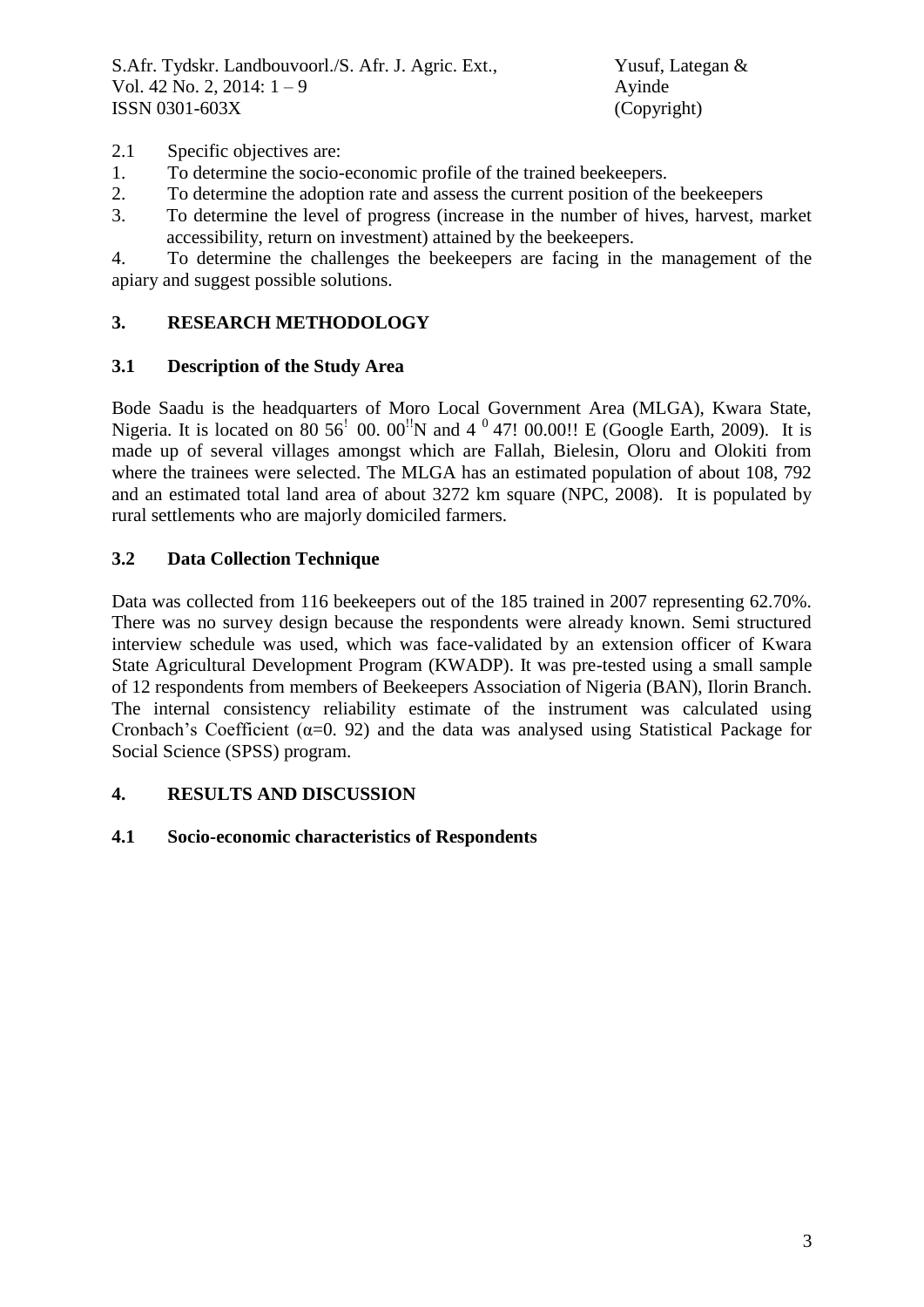2.1 Specific objectives are:

1. To determine the socio-economic profile of the trained beekeepers.
2. To determine the adoption rate and assess the current position of the beekeepers
3. To determine the level of progress (increase in the number of hives, harvest, market accessibility, return on investment) attained by the beekeepers.
4. To determine the challenges the beekeepers are facing in the management of the apiary and suggest possible solutions.

## 3. RESEARCH METHODOLOGY

### 3.1 Description of the Study Area

Bode Saadu is the headquarters of Moro Local Government Area (MLGA), Kwara State, Nigeria. It is located on 80 56! 00. 00!!N and 4 0 47! 00.00!! E (Google Earth, 2009). It is made up of several villages amongst which are Fallah, Bielesin, Oloru and Olokiti from where the trainees were selected. The MLGA has an estimated population of about 108, 792 and an estimated total land area of about 3272 km square (NPC, 2008). It is populated by rural settlements who are majorly domiciled farmers.

### 3.2 Data Collection Technique

Data was collected from 116 beekeepers out of the 185 trained in 2007 representing 62.70%. There was no survey design because the respondents were already known. Semi structured interview schedule was used, which was face-validated by an extension officer of Kwara State Agricultural Development Program (KWADP). It was pre-tested using a small sample of 12 respondents from members of Beekeepers Association of Nigeria (BAN), Ilorin Branch. The internal consistency reliability estimate of the instrument was calculated using Cronbach's Coefficient ($\alpha$=0. 92) and the data was analysed using Statistical Package for Social Science (SPSS) program.

## 4. RESULTS AND DISCUSSION

### 4.1 Socio-economic characteristics of Respondents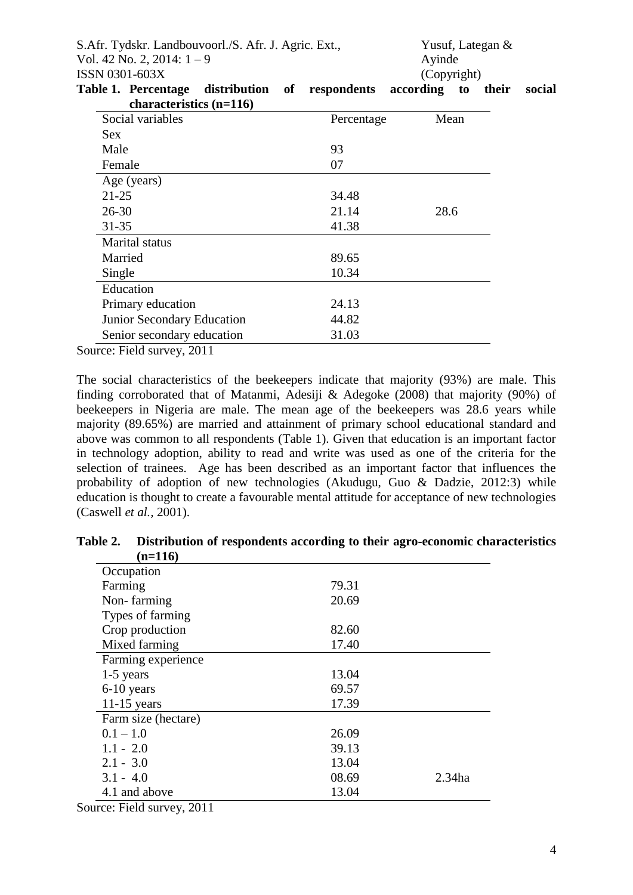**Table 1. Percentage distribution of respondents according to their social characteristics (n=116)**

| Social variables | Percentage | Mean |
|---|---|---|
| Sex | | |
| Male | 93 | |
| Female | 07 | |
| Age (years) | | |
| 21-25 | 34.48 | |
| 26-30 | 21.14 | 28.6 |
| 31-35 | 41.38 | |
| Marital status | | |
| Married | 89.65 | |
| Single | 10.34 | |
| Education | | |
| Primary education | 24.13 | |
| Junior Secondary Education | 44.82 | |
| Senior secondary education | 31.03 | |

Source: Field survey, 2011

The social characteristics of the beekeepers indicate that majority (93%) are male. This finding corroborated that of Matanmi, Adesiji & Adegoke (2008) that majority (90%) of beekeepers in Nigeria are male. The mean age of the beekeepers was 28.6 years while majority (89.65%) are married and attainment of primary school educational standard and above was common to all respondents (Table 1). Given that education is an important factor in technology adoption, ability to read and write was used as one of the criteria for the selection of trainees. Age has been described as an important factor that influences the probability of adoption of new technologies (Akudugu, Guo & Dadzie, 2012:3) while education is thought to create a favourable mental attitude for acceptance of new technologies (Caswell *et al.,* 2001).

**Table 2. Distribution of respondents according to their agro-economic characteristics (n=116)**

| | | |
|---|---|---|
| Occupation | | |
| Farming | 79.31 | |
| Non- farming | 20.69 | |
| Types of farming | | |
| Crop production | 82.60 | |
| Mixed farming | 17.40 | |
| Farming experience | | |
| 1-5 years | 13.04 | |
| 6-10 years | 69.57 | |
| 11-15 years | 17.39 | |
| Farm size (hectare) | | |
| 0.1 – 1.0 | 26.09 | |
| 1.1 - 2.0 | 39.13 | |
| 2.1 - 3.0 | 13.04 | |
| 3.1 - 4.0 | 08.69 | 2.34ha |
| 4.1 and above | 13.04 | |

Source: Field survey, 2011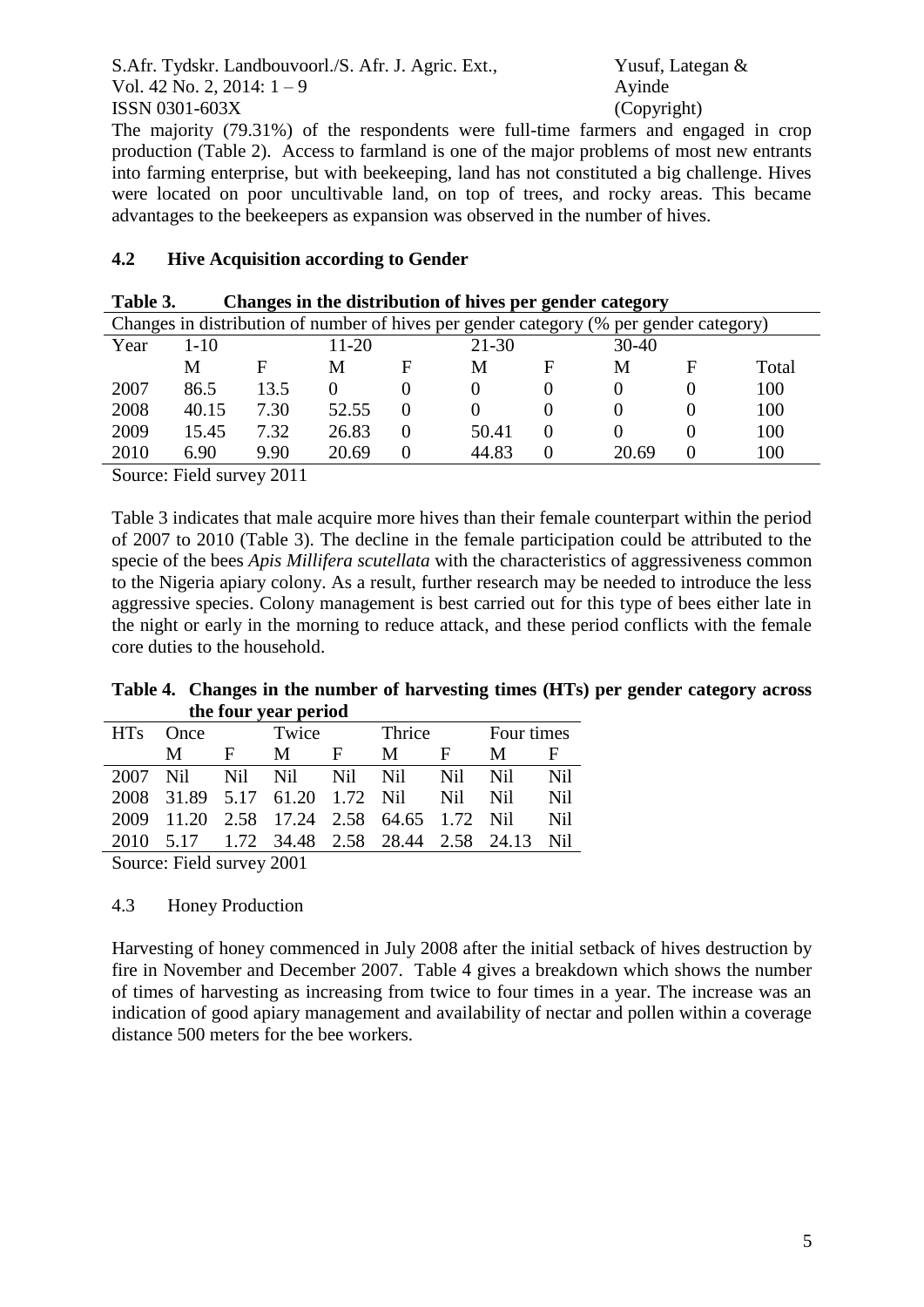The majority (79.31%) of the respondents were full-time farmers and engaged in crop production (Table 2). Access to farmland is one of the major problems of most new entrants into farming enterprise, but with beekeeping, land has not constituted a big challenge. Hives were located on poor uncultivable land, on top of trees, and rocky areas. This became advantages to the beekeepers as expansion was observed in the number of hives.

## 4.2 Hive Acquisition according to Gender

**Table 3. Changes in the distribution of hives per gender category**

| Changes in distribution of number of hives per gender category (% per gender category) | | | | | | | | | |
|---|---|---|---|---|---|---|---|---|---|
| Year | 1-10 | | 11-20 | | 21-30 | | 30-40 | | |
| | M | F | M | F | M | F | M | F | Total |
| 2007 | 86.5 | 13.5 | 0 | 0 | 0 | 0 | 0 | 0 | 100 |
| 2008 | 40.15 | 7.30 | 52.55 | 0 | 0 | 0 | 0 | 0 | 100 |
| 2009 | 15.45 | 7.32 | 26.83 | 0 | 50.41 | 0 | 0 | 0 | 100 |
| 2010 | 6.90 | 9.90 | 20.69 | 0 | 44.83 | 0 | 20.69 | 0 | 100 |

Source: Field survey 2011

Table 3 indicates that male acquire more hives than their female counterpart within the period of 2007 to 2010 (Table 3). The decline in the female participation could be attributed to the specie of the bees *Apis Millifera scutellata* with the characteristics of aggressiveness common to the Nigeria apiary colony. As a result, further research may be needed to introduce the less aggressive species. Colony management is best carried out for this type of bees either late in the night or early in the morning to reduce attack, and these period conflicts with the female core duties to the household.

**Table 4. Changes in the number of harvesting times (HTs) per gender category across the four year period**

| HTs | Once | | Twice | | Thrice | | Four times | |
|---|---|---|---|---|---|---|---|---|
| | M | F | M | F | M | F | M | F |
| 2007 | Nil | Nil | Nil | Nil | Nil | Nil | Nil | Nil |
| 2008 | 31.89 | 5.17 | 61.20 | 1.72 | Nil | Nil | Nil | Nil |
| 2009 | 11.20 | 2.58 | 17.24 | 2.58 | 64.65 | 1.72 | Nil | Nil |
| 2010 | 5.17 | 1.72 | 34.48 | 2.58 | 28.44 | 2.58 | 24.13 | Nil |

Source: Field survey 2001

## 4.3 Honey Production

Harvesting of honey commenced in July 2008 after the initial setback of hives destruction by fire in November and December 2007. Table 4 gives a breakdown which shows the number of times of harvesting as increasing from twice to four times in a year. The increase was an indication of good apiary management and availability of nectar and pollen within a coverage distance 500 meters for the bee workers.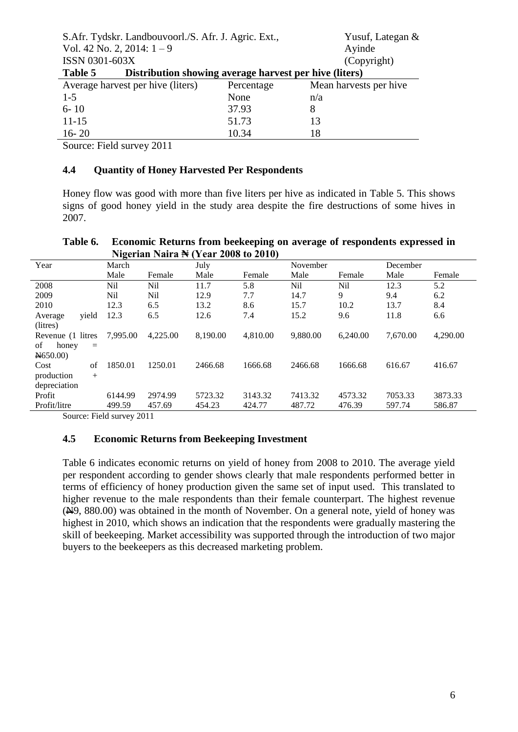**Table 5 Distribution showing average harvest per hive (liters)**

| Average harvest per hive (liters) | Percentage | Mean harvests per hive |
|---|---|---|
| 1-5 | None | n/a |
| 6- 10 | 37.93 | 8 |
| 11-15 | 51.73 | 13 |
| 16- 20 | 10.34 | 18 |

Source: Field survey 2011

## 4.4 Quantity of Honey Harvested Per Respondents

Honey flow was good with more than five liters per hive as indicated in Table 5. This shows signs of good honey yield in the study area despite the fire destructions of some hives in 2007.

**Table 6. Economic Returns from beekeeping on average of respondents expressed in Nigerian Naira ₦ (Year 2008 to 2010)**

| Year | March | | July | | November | | December | |
|---|---|---|---|---|---|---|---|---|
| | Male | Female | Male | Female | Male | Female | Male | Female |
| 2008 | Nil | Nil | 11.7 | 5.8 | Nil | Nil | 12.3 | 5.2 |
| 2009 | Nil | Nil | 12.9 | 7.7 | 14.7 | 9 | 9.4 | 6.2 |
| 2010 | 12.3 | 6.5 | 13.2 | 8.6 | 15.7 | 10.2 | 13.7 | 8.4 |
| Average yield (litres) | 12.3 | 6.5 | 12.6 | 7.4 | 15.2 | 9.6 | 11.8 | 6.6 |
| Revenue (1 litres of honey = ₦650.00) | 7,995.00 | 4,225.00 | 8,190.00 | 4,810.00 | 9,880.00 | 6,240.00 | 7,670.00 | 4,290.00 |
| Cost of production + depreciation | 1850.01 | 1250.01 | 2466.68 | 1666.68 | 2466.68 | 1666.68 | 616.67 | 416.67 |
| Profit | 6144.99 | 2974.99 | 5723.32 | 3143.32 | 7413.32 | 4573.32 | 7053.33 | 3873.33 |
| Profit/litre | 499.59 | 457.69 | 454.23 | 424.77 | 487.72 | 476.39 | 597.74 | 586.87 |

Source: Field survey 2011

## 4.5 Economic Returns from Beekeeping Investment

Table 6 indicates economic returns on yield of honey from 2008 to 2010. The average yield per respondent according to gender shows clearly that male respondents performed better in terms of efficiency of honey production given the same set of input used. This translated to higher revenue to the male respondents than their female counterpart. The highest revenue (₦9, 880.00) was obtained in the month of November. On a general note, yield of honey was highest in 2010, which shows an indication that the respondents were gradually mastering the skill of beekeeping. Market accessibility was supported through the introduction of two major buyers to the beekeepers as this decreased marketing problem.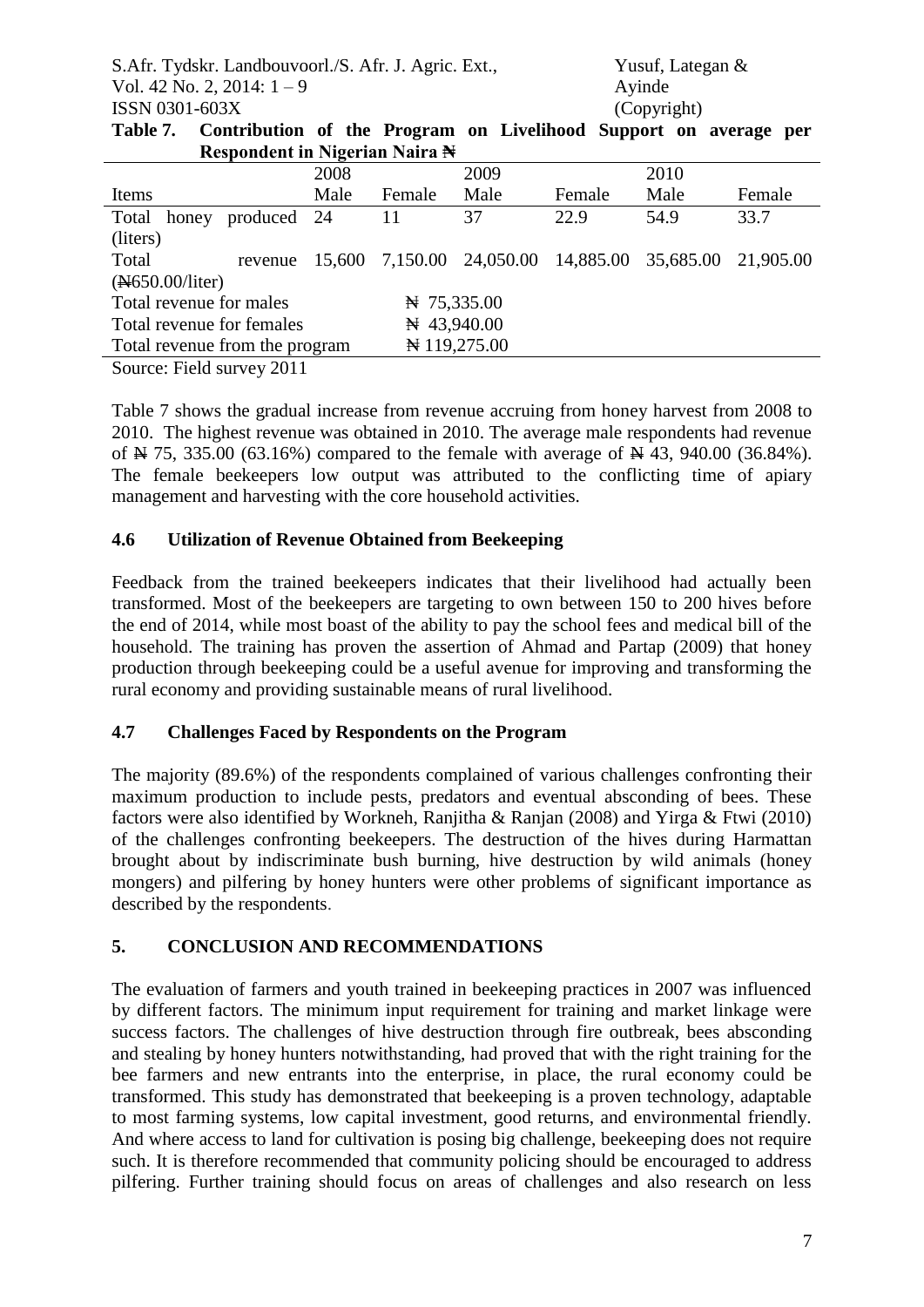**Table 7. Contribution of the Program on Livelihood Support on average per Respondent in Nigerian Naira ₦**

| | 2008 | | 2009 | | 2010 | |
|---|---|---|---|---|---|---|
| Items | Male | Female | Male | Female | Male | Female |
| Total honey produced (liters) | 24 | 11 | 37 | 22.9 | 54.9 | 33.7 |
| Total revenue (₦650.00/liter) | 15,600 | 7,150.00 | 24,050.00 | 14,885.00 | 35,685.00 | 21,905.00 |
| Total revenue for males | | ₦ 75,335.00 | | | | |
| Total revenue for females | | ₦ 43,940.00 | | | | |
| Total revenue from the program | | ₦ 119,275.00 | | | | |

Source: Field survey 2011

Table 7 shows the gradual increase from revenue accruing from honey harvest from 2008 to 2010. The highest revenue was obtained in 2010. The average male respondents had revenue of ₦ 75, 335.00 (63.16%) compared to the female with average of ₦ 43, 940.00 (36.84%). The female beekeepers low output was attributed to the conflicting time of apiary management and harvesting with the core household activities.

### 4.6 Utilization of Revenue Obtained from Beekeeping

Feedback from the trained beekeepers indicates that their livelihood had actually been transformed. Most of the beekeepers are targeting to own between 150 to 200 hives before the end of 2014, while most boast of the ability to pay the school fees and medical bill of the household. The training has proven the assertion of Ahmad and Partap (2009) that honey production through beekeeping could be a useful avenue for improving and transforming the rural economy and providing sustainable means of rural livelihood.

### 4.7 Challenges Faced by Respondents on the Program

The majority (89.6%) of the respondents complained of various challenges confronting their maximum production to include pests, predators and eventual absconding of bees. These factors were also identified by Workneh, Ranjitha & Ranjan (2008) and Yirga & Ftwi (2010) of the challenges confronting beekeepers. The destruction of the hives during Harmattan brought about by indiscriminate bush burning, hive destruction by wild animals (honey mongers) and pilfering by honey hunters were other problems of significant importance as described by the respondents.

## 5. CONCLUSION AND RECOMMENDATIONS

The evaluation of farmers and youth trained in beekeeping practices in 2007 was influenced by different factors. The minimum input requirement for training and market linkage were success factors. The challenges of hive destruction through fire outbreak, bees absconding and stealing by honey hunters notwithstanding, had proved that with the right training for the bee farmers and new entrants into the enterprise, in place, the rural economy could be transformed. This study has demonstrated that beekeeping is a proven technology, adaptable to most farming systems, low capital investment, good returns, and environmental friendly. And where access to land for cultivation is posing big challenge, beekeeping does not require such. It is therefore recommended that community policing should be encouraged to address pilfering. Further training should focus on areas of challenges and also research on less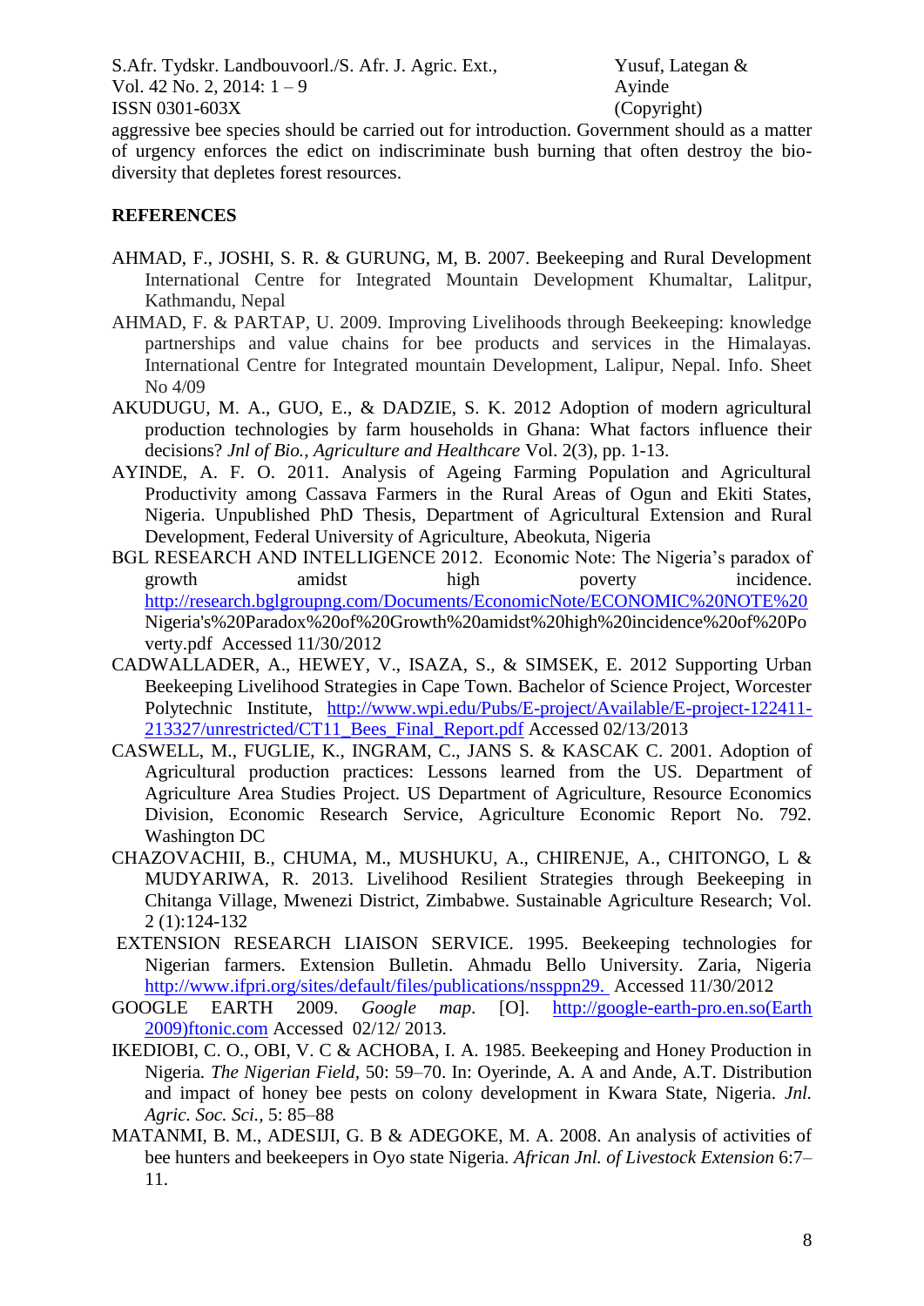aggressive bee species should be carried out for introduction. Government should as a matter of urgency enforces the edict on indiscriminate bush burning that often destroy the bio-diversity that depletes forest resources.

## REFERENCES

AHMAD, F., JOSHI, S. R. & GURUNG, M, B. 2007. Beekeeping and Rural Development International Centre for Integrated Mountain Development Khumaltar, Lalitpur, Kathmandu, Nepal

AHMAD, F. & PARTAP, U. 2009. Improving Livelihoods through Beekeeping: knowledge partnerships and value chains for bee products and services in the Himalayas. International Centre for Integrated mountain Development, Lalipur, Nepal. Info. Sheet No 4/09

AKUDUGU, M. A., GUO, E., & DADZIE, S. K. 2012 Adoption of modern agricultural production technologies by farm households in Ghana: What factors influence their decisions? *Jnl of Bio., Agriculture and Healthcare* Vol. 2(3), pp. 1-13.

AYINDE, A. F. O. 2011. Analysis of Ageing Farming Population and Agricultural Productivity among Cassava Farmers in the Rural Areas of Ogun and Ekiti States, Nigeria. Unpublished PhD Thesis, Department of Agricultural Extension and Rural Development, Federal University of Agriculture, Abeokuta, Nigeria

BGL RESEARCH AND INTELLIGENCE 2012. Economic Note: The Nigeria's paradox of growth amidst high poverty incidence. http://research.bglgroupng.com/Documents/EconomicNote/ECONOMIC%20NOTE%20Nigeria's%20Paradox%20of%20Growth%20amidst%20high%20incidence%20of%20Poverty.pdf Accessed 11/30/2012

CADWALLADER, A., HEWEY, V., ISAZA, S., & SIMSEK, E. 2012 Supporting Urban Beekeeping Livelihood Strategies in Cape Town. Bachelor of Science Project, Worcester Polytechnic Institute, http://www.wpi.edu/Pubs/E-project/Available/E-project-122411-213327/unrestricted/CT11_Bees_Final_Report.pdf Accessed 02/13/2013

CASWELL, M., FUGLIE, K., INGRAM, C., JANS S. & KASCAK C. 2001. Adoption of Agricultural production practices: Lessons learned from the US. Department of Agriculture Area Studies Project. US Department of Agriculture, Resource Economics Division, Economic Research Service, Agriculture Economic Report No. 792. Washington DC

CHAZOVACHII, B., CHUMA, M., MUSHUKU, A., CHIRENJE, A., CHITONGO, L & MUDYARIWA, R. 2013. Livelihood Resilient Strategies through Beekeeping in Chitanga Village, Mwenezi District, Zimbabwe. Sustainable Agriculture Research; Vol. 2 (1):124-132

EXTENSION RESEARCH LIAISON SERVICE. 1995. Beekeeping technologies for Nigerian farmers. Extension Bulletin. Ahmadu Bello University. Zaria, Nigeria http://www.ifpri.org/sites/default/files/publications/nssppn29. Accessed 11/30/2012

GOOGLE EARTH 2009. *Google map.* [O]. http://google-earth-pro.en.so(Earth 2009)ftonic.com Accessed 02/12/ 2013.

IKEDIOBI, C. O., OBI, V. C & ACHOBA, I. A. 1985. Beekeeping and Honey Production in Nigeria. *The Nigerian Field*, 50: 59–70. In: Oyerinde, A. A and Ande, A.T. Distribution and impact of honey bee pests on colony development in Kwara State, Nigeria. *Jnl. Agric. Soc. Sci.,* 5: 85–88

MATANMI, B. M., ADESIJI, G. B & ADEGOKE, M. A. 2008. An analysis of activities of bee hunters and beekeepers in Oyo state Nigeria. *African Jnl. of Livestock Extension* 6:7–11.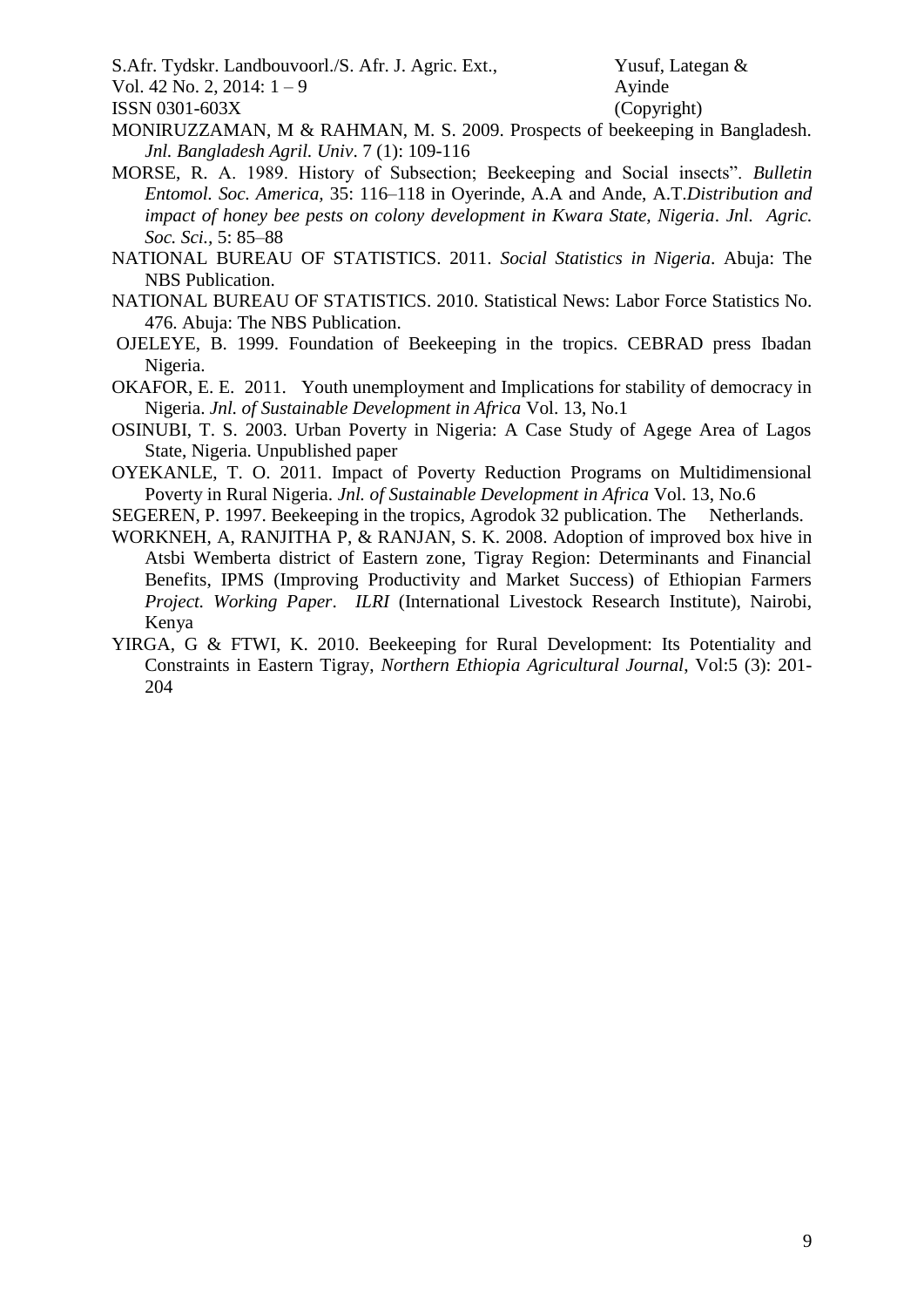MONIRUZZAMAN, M & RAHMAN, M. S. 2009. Prospects of beekeeping in Bangladesh. *Jnl. Bangladesh Agril. Univ*. 7 (1): 109-116

MORSE, R. A. 1989. History of Subsection; Beekeeping and Social insects". *Bulletin Entomol. Soc. America,* 35: 116–118 in Oyerinde, A.A and Ande, A.T.*Distribution and impact of honey bee pests on colony development in Kwara State, Nigeria*. *Jnl. Agric. Soc. Sci.*, 5: 85–88

NATIONAL BUREAU OF STATISTICS. 2011. *Social Statistics in Nigeria*. Abuja: The NBS Publication.

NATIONAL BUREAU OF STATISTICS. 2010. Statistical News: Labor Force Statistics No. 476. Abuja: The NBS Publication.

OJELEYE, B. 1999. Foundation of Beekeeping in the tropics. CEBRAD press Ibadan Nigeria.

OKAFOR, E. E. 2011. Youth unemployment and Implications for stability of democracy in Nigeria. *Jnl. of Sustainable Development in Africa* Vol. 13, No.1

OSINUBI, T. S. 2003. Urban Poverty in Nigeria: A Case Study of Agege Area of Lagos State, Nigeria. Unpublished paper

OYEKANLE, T. O. 2011. Impact of Poverty Reduction Programs on Multidimensional Poverty in Rural Nigeria. *Jnl. of Sustainable Development in Africa* Vol. 13, No.6

SEGEREN, P. 1997. Beekeeping in the tropics, Agrodok 32 publication. The Netherlands.

WORKNEH, A, RANJITHA P, & RANJAN, S. K. 2008. Adoption of improved box hive in Atsbi Wemberta district of Eastern zone, Tigray Region: Determinants and Financial Benefits, IPMS (Improving Productivity and Market Success) of Ethiopian Farmers *Project. Working Paper*. *ILRI* (International Livestock Research Institute), Nairobi, Kenya

YIRGA, G & FTWI, K. 2010. Beekeeping for Rural Development: Its Potentiality and Constraints in Eastern Tigray, *Northern Ethiopia Agricultural Journal*, Vol:5 (3): 201-204